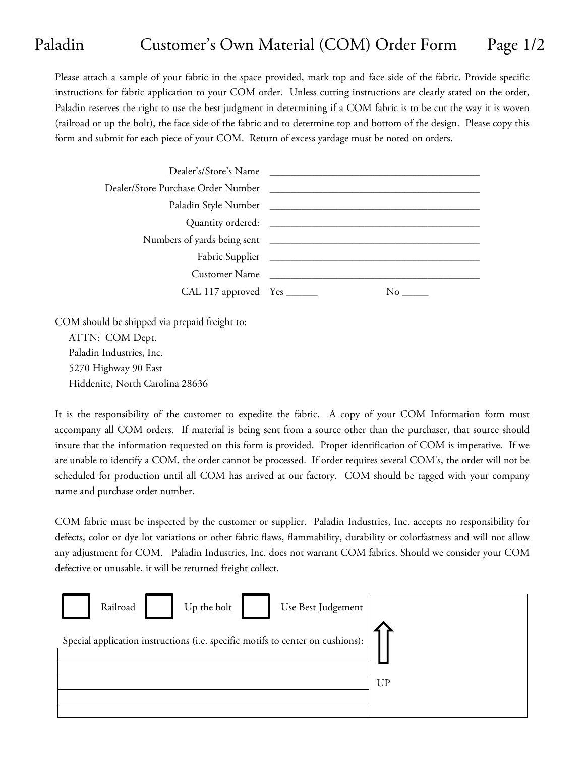# Paladin — Customer's Own Material (COM) Order Form

Please attach a sample of your fabric in the space provided, mark top and face side of the fabric. Provide specific instructions for fabric application to your COM order. Unless cutting instructions are clearly stated on the order, Paladin reserves the right to use the best judgment in determining if a COM fabric is to be cut the way it is woven (railroad or up the bolt), the face side of the fabric and to determine top and bottom of the design. Please copy this form and submit for each piece of your COM. Return of excess yardage must be noted on orders.

Dealer's/Store's Name ________________________________________

Dealer/Store Purchase Order Number ________________________________________

Paladin Style Number ________________________________________

Quantity ordered: ________________________________________

Numbers of yards being sent ________________________________________

Fabric Supplier ________________________________________

Customer Name ________________________________________

CAL 117 approved Yes ______ No _____

COM should be shipped via prepaid freight to:

ATTN: COM Dept.
Paladin Industries, Inc.
5270 Highway 90 East
Hiddenite, North Carolina 28636

It is the responsibility of the customer to expedite the fabric. A copy of your COM Information form must accompany all COM orders. If material is being sent from a source other than the purchaser, that source should insure that the information requested on this form is provided. Proper identification of COM is imperative. If we are unable to identify a COM, the order cannot be processed. If order requires several COM's, the order will not be scheduled for production until all COM has arrived at our factory. COM should be tagged with your company name and purchase order number.

COM fabric must be inspected by the customer or supplier. Paladin Industries, Inc. accepts no responsibility for defects, color or dye lot variations or other fabric flaws, flammability, durability or colorfastness and will not allow any adjustment for COM. Paladin Industries, Inc. does not warrant COM fabrics. Should we consider your COM defective or unusable, it will be returned freight collect.

☐ Railroad ☐ Up the bolt ☐ Use Best Judgement

Special application instructions (i.e. specific motifs to center on cushions):

______________________________________________

______________________________________________

______________________________________________

______________________________________________

⇧ UP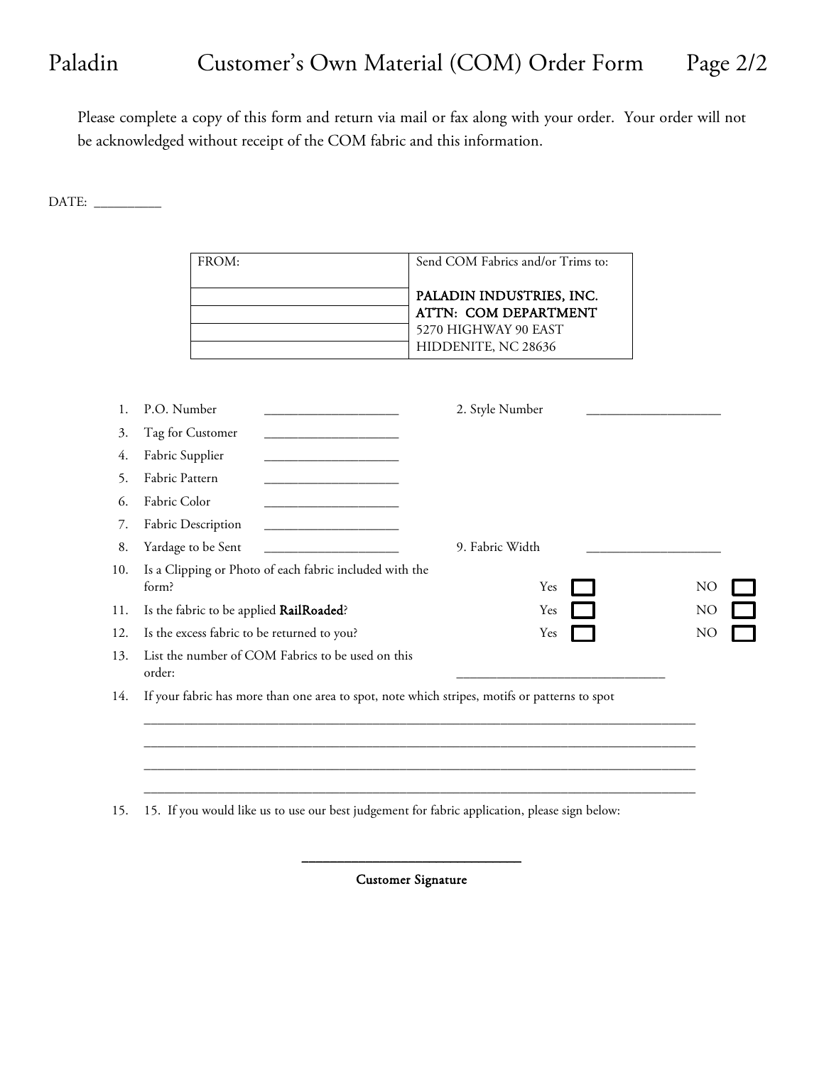# Paladin Customer's Own Material (COM) Order Form Page 2/2

Please complete a copy of this form and return via mail or fax along with your order. Your order will not be acknowledged without receipt of the COM fabric and this information.

DATE: _________

| FROM: | Send COM Fabrics and/or Trims to: |
|---|---|
| | PALADIN INDUSTRIES, INC. |
| | ATTN: COM DEPARTMENT |
| | 5270 HIGHWAY 90 EAST |
| | HIDDENITE, NC 28636 |

1. P.O. Number ___________________ 2. Style Number ___________________
3. Tag for Customer ___________________
4. Fabric Supplier ___________________
5. Fabric Pattern ___________________
6. Fabric Color ___________________
7. Fabric Description ___________________
8. Yardage to be Sent ___________________ 9. Fabric Width ___________________
10. Is a Clipping or Photo of each fabric included with the form? Yes ☐ NO ☐
11. Is the fabric to be applied **RailRoaded**? Yes ☐ NO ☐
12. Is the excess fabric to be returned to you? Yes ☐ NO ☐
13. List the number of COM Fabrics to be used on this order: ______________________________
14. If your fabric has more than one area to spot, note which stripes, motifs or patterns to spot

    ________________________________________________________________________________
    ________________________________________________________________________________
    ________________________________________________________________________________
    ________________________________________________________________________________

15. 15. If you would like us to use our best judgement for fabric application, please sign below:

______________________________

**Customer Signature**